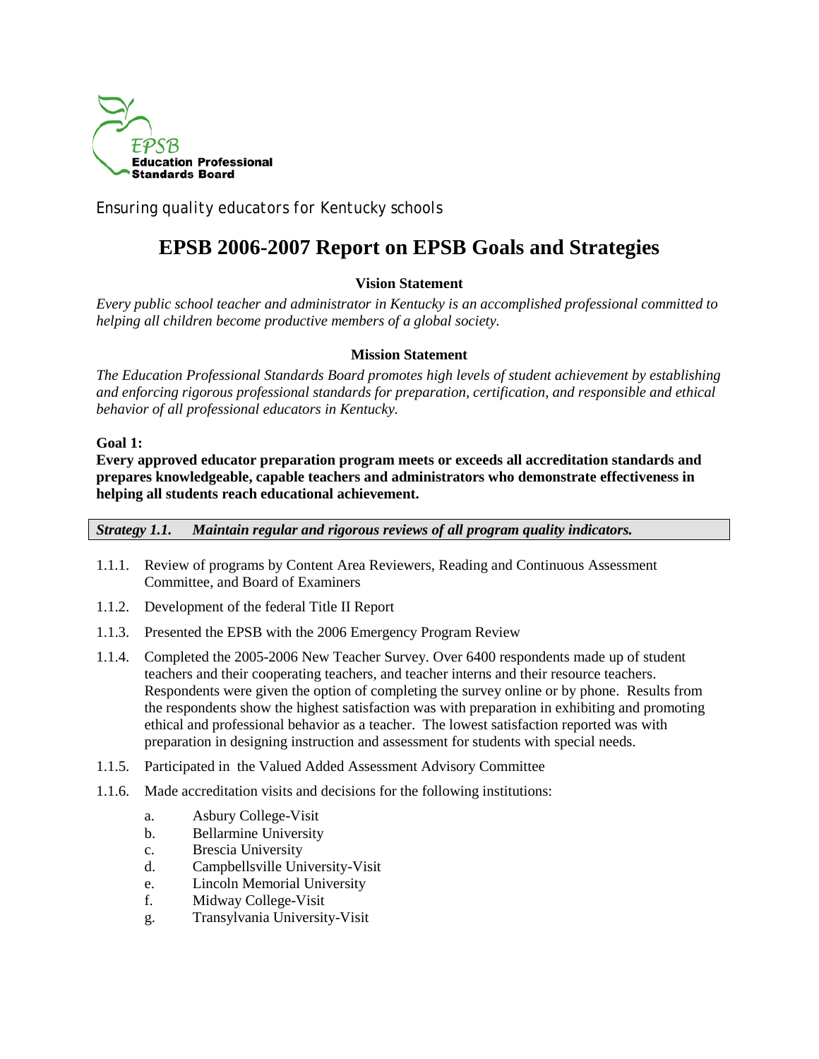EPSB
**Education Professional Standards Board**

Ensuring quality educators for Kentucky schools

# EPSB 2006-2007 Report on EPSB Goals and Strategies

### Vision Statement

*Every public school teacher and administrator in Kentucky is an accomplished professional committed to helping all children become productive members of a global society.*

### Mission Statement

*The Education Professional Standards Board promotes high levels of student achievement by establishing and enforcing rigorous professional standards for preparation, certification, and responsible and ethical behavior of all professional educators in Kentucky.*

**Goal 1:**

**Every approved educator preparation program meets or exceeds all accreditation standards and prepares knowledgeable, capable teachers and administrators who demonstrate effectiveness in helping all students reach educational achievement.**

***Strategy 1.1. Maintain regular and rigorous reviews of all program quality indicators.***

1.1.1. Review of programs by Content Area Reviewers, Reading and Continuous Assessment Committee, and Board of Examiners

1.1.2. Development of the federal Title II Report

1.1.3. Presented the EPSB with the 2006 Emergency Program Review

1.1.4. Completed the 2005-2006 New Teacher Survey. Over 6400 respondents made up of student teachers and their cooperating teachers, and teacher interns and their resource teachers. Respondents were given the option of completing the survey online or by phone. Results from the respondents show the highest satisfaction was with preparation in exhibiting and promoting ethical and professional behavior as a teacher. The lowest satisfaction reported was with preparation in designing instruction and assessment for students with special needs.

1.1.5. Participated in the Valued Added Assessment Advisory Committee

1.1.6. Made accreditation visits and decisions for the following institutions:

a. Asbury College-Visit
b. Bellarmine University
c. Brescia University
d. Campbellsville University-Visit
e. Lincoln Memorial University
f. Midway College-Visit
g. Transylvania University-Visit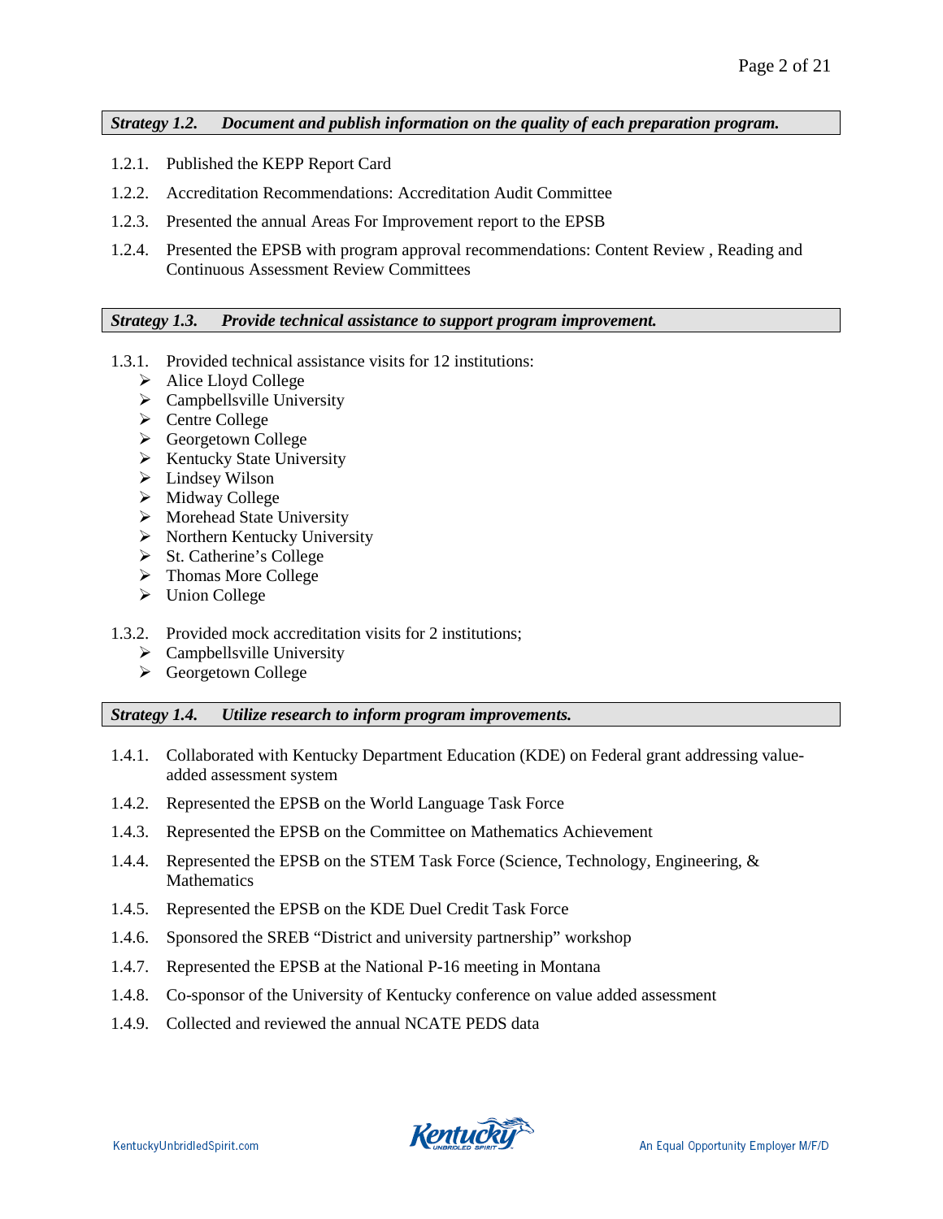### *Strategy 1.2. Document and publish information on the quality of each preparation program.*

1.2.1. Published the KEPP Report Card

1.2.2. Accreditation Recommendations: Accreditation Audit Committee

1.2.3. Presented the annual Areas For Improvement report to the EPSB

1.2.4. Presented the EPSB with program approval recommendations: Content Review , Reading and Continuous Assessment Review Committees

### *Strategy 1.3. Provide technical assistance to support program improvement.*

1.3.1. Provided technical assistance visits for 12 institutions:
- Alice Lloyd College
- Campbellsville University
- Centre College
- Georgetown College
- Kentucky State University
- Lindsey Wilson
- Midway College
- Morehead State University
- Northern Kentucky University
- St. Catherine's College
- Thomas More College
- Union College

1.3.2. Provided mock accreditation visits for 2 institutions;
- Campbellsville University
- Georgetown College

### *Strategy 1.4. Utilize research to inform program improvements.*

1.4.1. Collaborated with Kentucky Department Education (KDE) on Federal grant addressing value-added assessment system

1.4.2. Represented the EPSB on the World Language Task Force

1.4.3. Represented the EPSB on the Committee on Mathematics Achievement

1.4.4. Represented the EPSB on the STEM Task Force (Science, Technology, Engineering, & Mathematics

1.4.5. Represented the EPSB on the KDE Duel Credit Task Force

1.4.6. Sponsored the SREB "District and university partnership" workshop

1.4.7. Represented the EPSB at the National P-16 meeting in Montana

1.4.8. Co-sponsor of the University of Kentucky conference on value added assessment

1.4.9. Collected and reviewed the annual NCATE PEDS data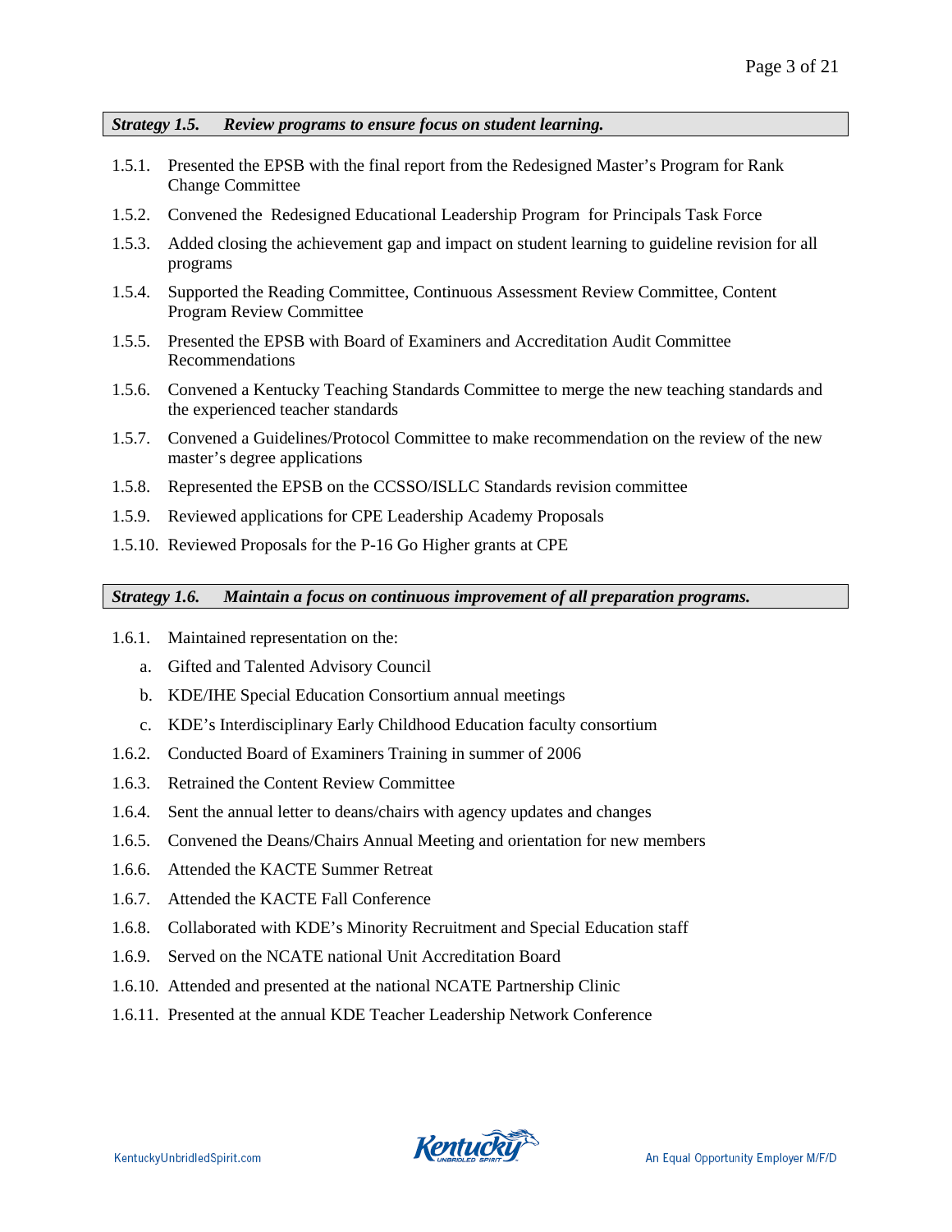### ***Strategy 1.5. Review programs to ensure focus on student learning.***

1.5.1. Presented the EPSB with the final report from the Redesigned Master's Program for Rank Change Committee

1.5.2. Convened the Redesigned Educational Leadership Program for Principals Task Force

1.5.3. Added closing the achievement gap and impact on student learning to guideline revision for all programs

1.5.4. Supported the Reading Committee, Continuous Assessment Review Committee, Content Program Review Committee

1.5.5. Presented the EPSB with Board of Examiners and Accreditation Audit Committee Recommendations

1.5.6. Convened a Kentucky Teaching Standards Committee to merge the new teaching standards and the experienced teacher standards

1.5.7. Convened a Guidelines/Protocol Committee to make recommendation on the review of the new master's degree applications

1.5.8. Represented the EPSB on the CCSSO/ISLLC Standards revision committee

1.5.9. Reviewed applications for CPE Leadership Academy Proposals

1.5.10. Reviewed Proposals for the P-16 Go Higher grants at CPE

### ***Strategy 1.6. Maintain a focus on continuous improvement of all preparation programs.***

1.6.1. Maintained representation on the:

   a. Gifted and Talented Advisory Council

   b. KDE/IHE Special Education Consortium annual meetings

   c. KDE's Interdisciplinary Early Childhood Education faculty consortium

1.6.2. Conducted Board of Examiners Training in summer of 2006

1.6.3. Retrained the Content Review Committee

1.6.4. Sent the annual letter to deans/chairs with agency updates and changes

1.6.5. Convened the Deans/Chairs Annual Meeting and orientation for new members

1.6.6. Attended the KACTE Summer Retreat

1.6.7. Attended the KACTE Fall Conference

1.6.8. Collaborated with KDE's Minority Recruitment and Special Education staff

1.6.9. Served on the NCATE national Unit Accreditation Board

1.6.10. Attended and presented at the national NCATE Partnership Clinic

1.6.11. Presented at the annual KDE Teacher Leadership Network Conference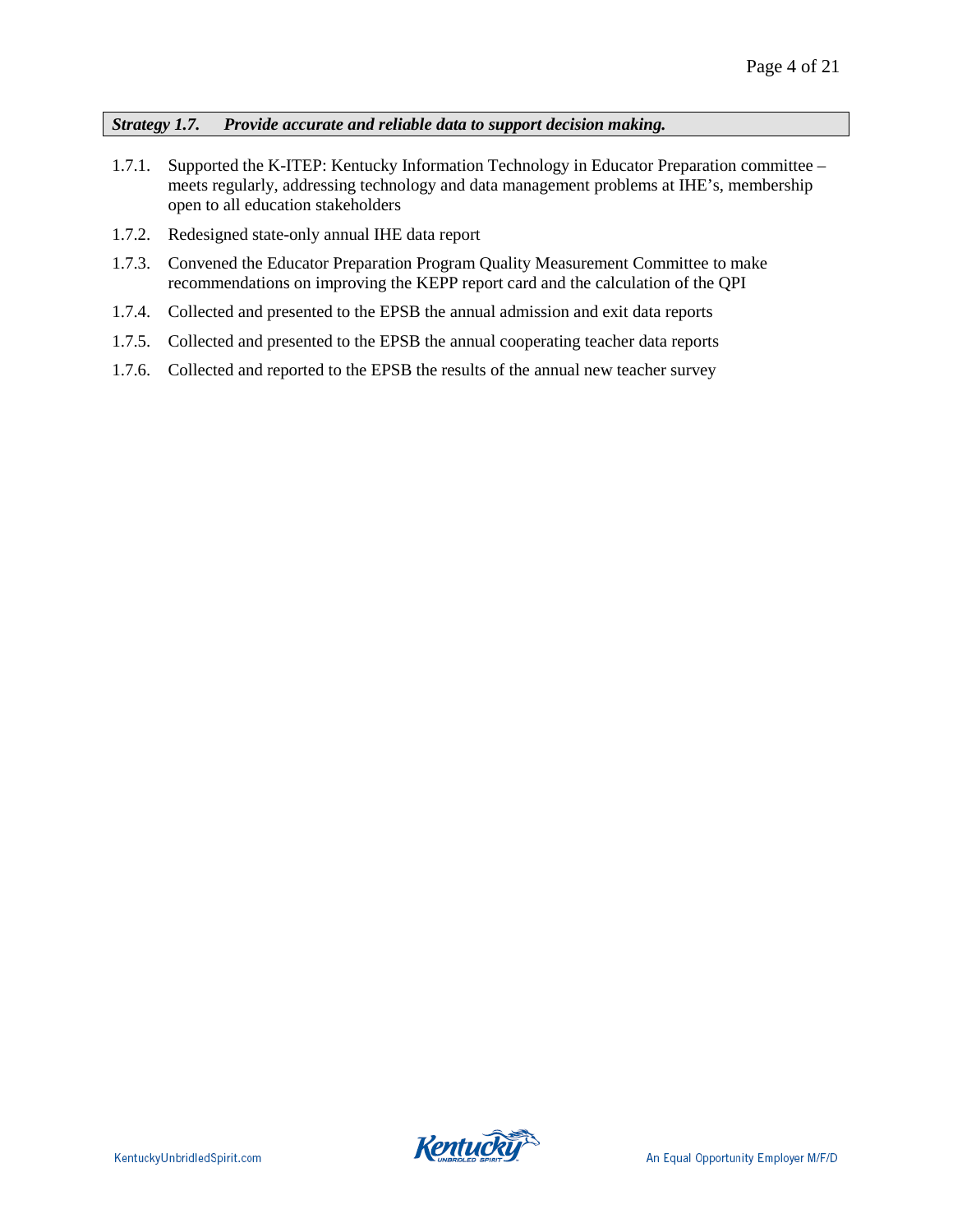### *Strategy 1.7. Provide accurate and reliable data to support decision making.*

1.7.1. Supported the K-ITEP: Kentucky Information Technology in Educator Preparation committee – meets regularly, addressing technology and data management problems at IHE's, membership open to all education stakeholders

1.7.2. Redesigned state-only annual IHE data report

1.7.3. Convened the Educator Preparation Program Quality Measurement Committee to make recommendations on improving the KEPP report card and the calculation of the QPI

1.7.4. Collected and presented to the EPSB the annual admission and exit data reports

1.7.5. Collected and presented to the EPSB the annual cooperating teacher data reports

1.7.6. Collected and reported to the EPSB the results of the annual new teacher survey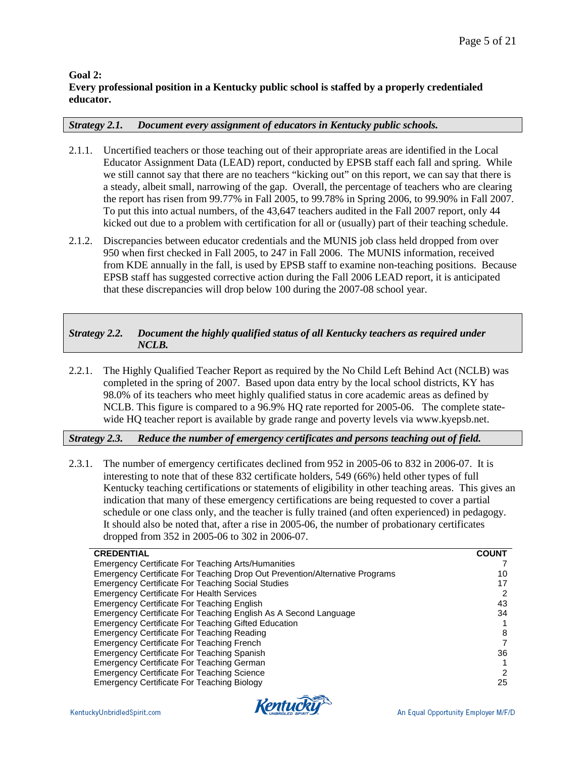**Goal 2:**
**Every professional position in a Kentucky public school is staffed by a properly credentialed educator.**

***Strategy 2.1. Document every assignment of educators in Kentucky public schools.***

2.1.1. Uncertified teachers or those teaching out of their appropriate areas are identified in the Local Educator Assignment Data (LEAD) report, conducted by EPSB staff each fall and spring. While we still cannot say that there are no teachers “kicking out” on this report, we can say that there is a steady, albeit small, narrowing of the gap. Overall, the percentage of teachers who are clearing the report has risen from 99.77% in Fall 2005, to 99.78% in Spring 2006, to 99.90% in Fall 2007. To put this into actual numbers, of the 43,647 teachers audited in the Fall 2007 report, only 44 kicked out due to a problem with certification for all or (usually) part of their teaching schedule.

2.1.2. Discrepancies between educator credentials and the MUNIS job class held dropped from over 950 when first checked in Fall 2005, to 247 in Fall 2006. The MUNIS information, received from KDE annually in the fall, is used by EPSB staff to examine non-teaching positions. Because EPSB staff has suggested corrective action during the Fall 2006 LEAD report, it is anticipated that these discrepancies will drop below 100 during the 2007-08 school year.

***Strategy 2.2. Document the highly qualified status of all Kentucky teachers as required under NCLB.***

2.2.1. The Highly Qualified Teacher Report as required by the No Child Left Behind Act (NCLB) was completed in the spring of 2007. Based upon data entry by the local school districts, KY has 98.0% of its teachers who meet highly qualified status in core academic areas as defined by NCLB. This figure is compared to a 96.9% HQ rate reported for 2005-06. The complete state-wide HQ teacher report is available by grade range and poverty levels via www.kyepsb.net.

***Strategy 2.3. Reduce the number of emergency certificates and persons teaching out of field.***

2.3.1. The number of emergency certificates declined from 952 in 2005-06 to 832 in 2006-07. It is interesting to note that of these 832 certificate holders, 549 (66%) held other types of full Kentucky teaching certifications or statements of eligibility in other teaching areas. This gives an indication that many of these emergency certifications are being requested to cover a partial schedule or one class only, and the teacher is fully trained (and often experienced) in pedagogy. It should also be noted that, after a rise in 2005-06, the number of probationary certificates dropped from 352 in 2005-06 to 302 in 2006-07.

| CREDENTIAL | COUNT |
|---|---|
| Emergency Certificate For Teaching Arts/Humanities | 7 |
| Emergency Certificate For Teaching Drop Out Prevention/Alternative Programs | 10 |
| Emergency Certificate For Teaching Social Studies | 17 |
| Emergency Certificate For Health Services | 2 |
| Emergency Certificate For Teaching English | 43 |
| Emergency Certificate For Teaching English As A Second Language | 34 |
| Emergency Certificate For Teaching Gifted Education | 1 |
| Emergency Certificate For Teaching Reading | 8 |
| Emergency Certificate For Teaching French | 7 |
| Emergency Certificate For Teaching Spanish | 36 |
| Emergency Certificate For Teaching German | 1 |
| Emergency Certificate For Teaching Science | 2 |
| Emergency Certificate For Teaching Biology | 25 |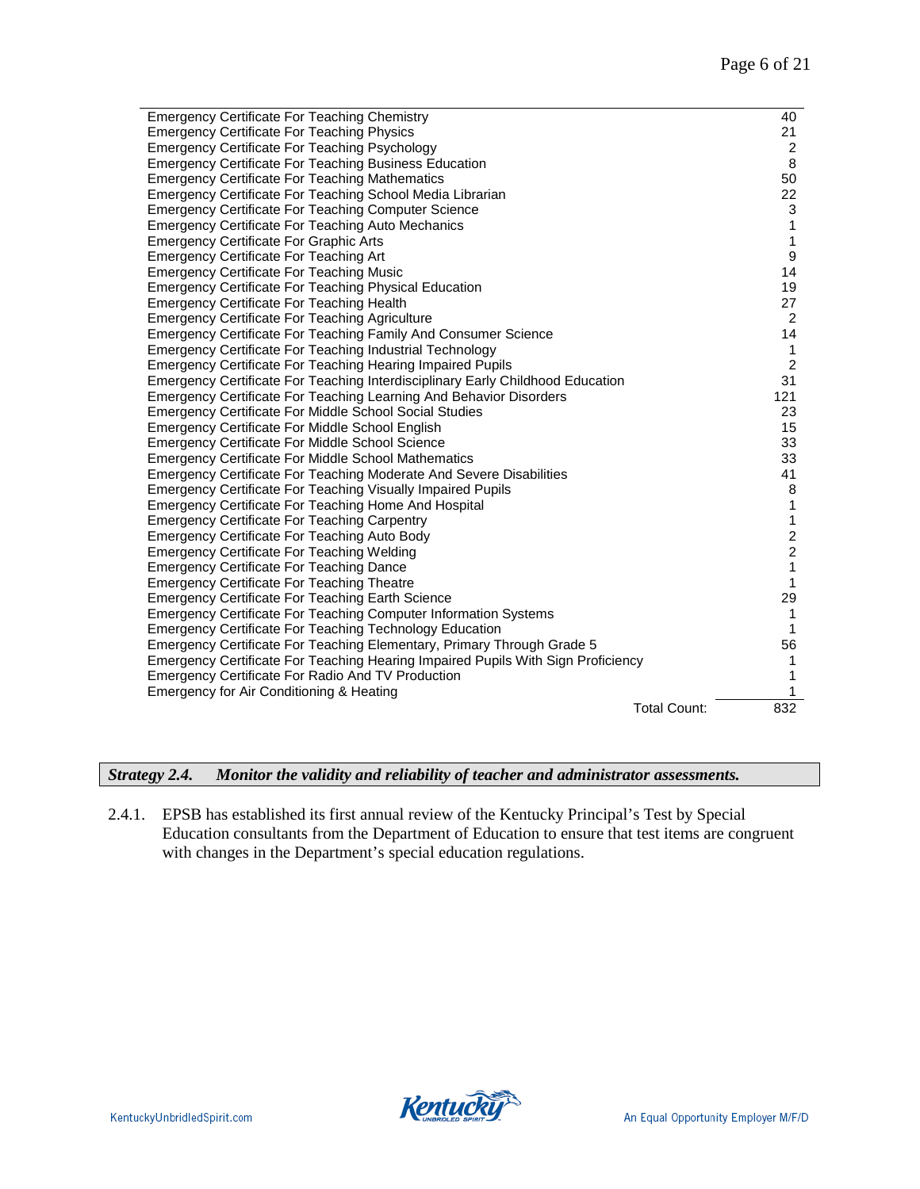| | |
|---|---|
| Emergency Certificate For Teaching Chemistry | 40 |
| Emergency Certificate For Teaching Physics | 21 |
| Emergency Certificate For Teaching Psychology | 2 |
| Emergency Certificate For Teaching Business Education | 8 |
| Emergency Certificate For Teaching Mathematics | 50 |
| Emergency Certificate For Teaching School Media Librarian | 22 |
| Emergency Certificate For Teaching Computer Science | 3 |
| Emergency Certificate For Teaching Auto Mechanics | 1 |
| Emergency Certificate For Graphic Arts | 1 |
| Emergency Certificate For Teaching Art | 9 |
| Emergency Certificate For Teaching Music | 14 |
| Emergency Certificate For Teaching Physical Education | 19 |
| Emergency Certificate For Teaching Health | 27 |
| Emergency Certificate For Teaching Agriculture | 2 |
| Emergency Certificate For Teaching Family And Consumer Science | 14 |
| Emergency Certificate For Teaching Industrial Technology | 1 |
| Emergency Certificate For Teaching Hearing Impaired Pupils | 2 |
| Emergency Certificate For Teaching Interdisciplinary Early Childhood Education | 31 |
| Emergency Certificate For Teaching Learning And Behavior Disorders | 121 |
| Emergency Certificate For Middle School Social Studies | 23 |
| Emergency Certificate For Middle School English | 15 |
| Emergency Certificate For Middle School Science | 33 |
| Emergency Certificate For Middle School Mathematics | 33 |
| Emergency Certificate For Teaching Moderate And Severe Disabilities | 41 |
| Emergency Certificate For Teaching Visually Impaired Pupils | 8 |
| Emergency Certificate For Teaching Home And Hospital | 1 |
| Emergency Certificate For Teaching Carpentry | 1 |
| Emergency Certificate For Teaching Auto Body | 2 |
| Emergency Certificate For Teaching Welding | 2 |
| Emergency Certificate For Teaching Dance | 1 |
| Emergency Certificate For Teaching Theatre | 1 |
| Emergency Certificate For Teaching Earth Science | 29 |
| Emergency Certificate For Teaching Computer Information Systems | 1 |
| Emergency Certificate For Teaching Technology Education | 1 |
| Emergency Certificate For Teaching Elementary, Primary Through Grade 5 | 56 |
| Emergency Certificate For Teaching Hearing Impaired Pupils With Sign Proficiency | 1 |
| Emergency Certificate For Radio And TV Production | 1 |
| Emergency for Air Conditioning & Heating | 1 |
| Total Count: | 832 |

***Strategy 2.4. Monitor the validity and reliability of teacher and administrator assessments.***

2.4.1. EPSB has established its first annual review of the Kentucky Principal's Test by Special Education consultants from the Department of Education to ensure that test items are congruent with changes in the Department's special education regulations.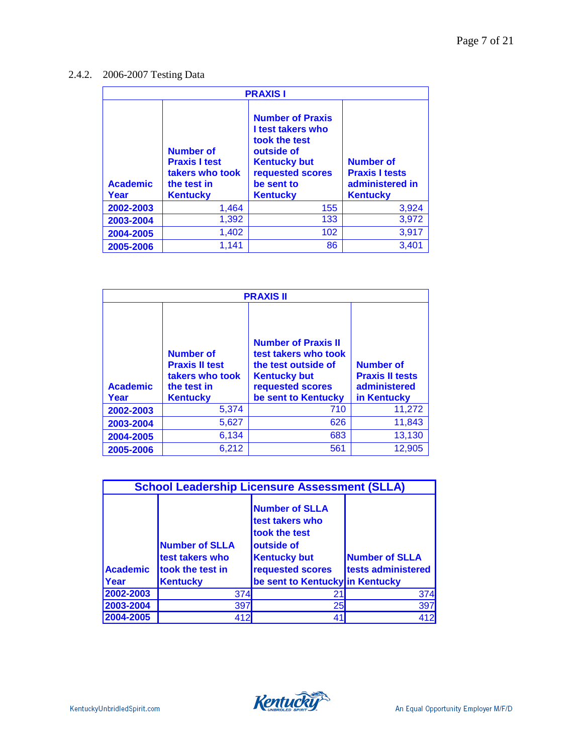2.4.2. 2006-2007 Testing Data

| PRAXIS I | | | |
|---|---|---|---|
| Academic Year | Number of Praxis I test takers who took the test in Kentucky | Number of Praxis I test takers who took the test outside of Kentucky but requested scores be sent to Kentucky | Number of Praxis I tests administered in Kentucky |
| 2002-2003 | 1,464 | 155 | 3,924 |
| 2003-2004 | 1,392 | 133 | 3,972 |
| 2004-2005 | 1,402 | 102 | 3,917 |
| 2005-2006 | 1,141 | 86 | 3,401 |

| PRAXIS II | | | |
|---|---|---|---|
| Academic Year | Number of Praxis II test takers who took the test in Kentucky | Number of Praxis II test takers who took the test outside of Kentucky but requested scores be sent to Kentucky | Number of Praxis II tests administered in Kentucky |
| 2002-2003 | 5,374 | 710 | 11,272 |
| 2003-2004 | 5,627 | 626 | 11,843 |
| 2004-2005 | 6,134 | 683 | 13,130 |
| 2005-2006 | 6,212 | 561 | 12,905 |

| School Leadership Licensure Assessment (SLLA) | | | |
|---|---|---|---|
| Academic Year | Number of SLLA test takers who took the test in Kentucky | Number of SLLA test takers who took the test outside of Kentucky but requested scores be sent to Kentucky | Number of SLLA tests administered in Kentucky |
| 2002-2003 | 374 | 21 | 374 |
| 2003-2004 | 397 | 25 | 397 |
| 2004-2005 | 412 | 41 | 412 |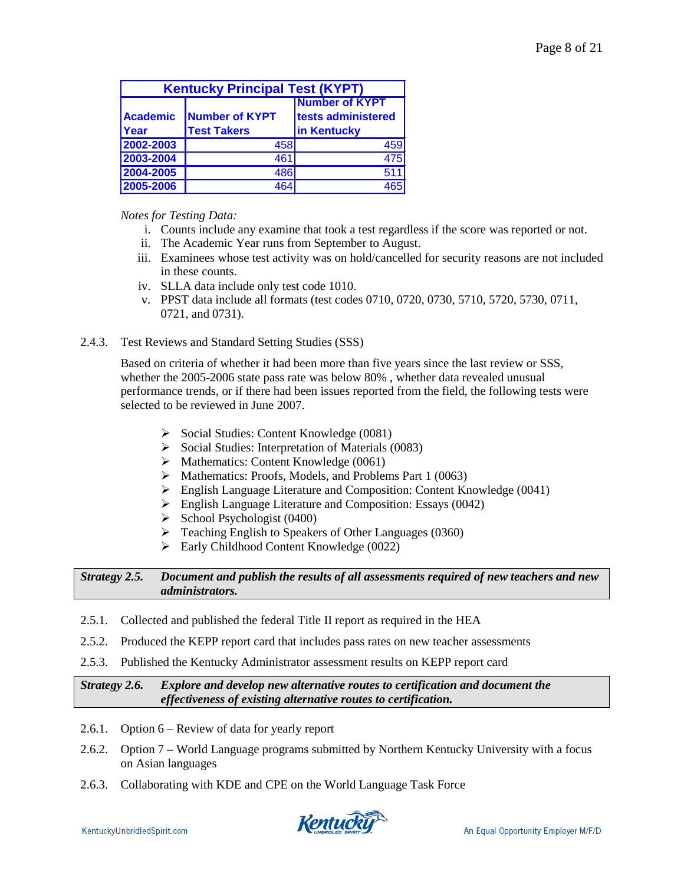| Kentucky Principal Test (KYPT) | | |
|---|---|---|
| Academic Year | Number of KYPT Test Takers | Number of KYPT tests administered in Kentucky |
| 2002-2003 | 458 | 459 |
| 2003-2004 | 461 | 475 |
| 2004-2005 | 486 | 511 |
| 2005-2006 | 464 | 465 |

*Notes for Testing Data:*

i. Counts include any examine that took a test regardless if the score was reported or not.
ii. The Academic Year runs from September to August.
iii. Examinees whose test activity was on hold/cancelled for security reasons are not included in these counts.
iv. SLLA data include only test code 1010.
v. PPST data include all formats (test codes 0710, 0720, 0730, 5710, 5720, 5730, 0711, 0721, and 0731).

2.4.3. Test Reviews and Standard Setting Studies (SSS)

Based on criteria of whether it had been more than five years since the last review or SSS, whether the 2005-2006 state pass rate was below 80% , whether data revealed unusual performance trends, or if there had been issues reported from the field, the following tests were selected to be reviewed in June 2007.

- Social Studies: Content Knowledge (0081)
- Social Studies: Interpretation of Materials (0083)
- Mathematics: Content Knowledge (0061)
- Mathematics: Proofs, Models, and Problems Part 1 (0063)
- English Language Literature and Composition: Content Knowledge (0041)
- English Language Literature and Composition: Essays (0042)
- School Psychologist (0400)
- Teaching English to Speakers of Other Languages (0360)
- Early Childhood Content Knowledge (0022)

***Strategy 2.5. Document and publish the results of all assessments required of new teachers and new administrators.***

2.5.1. Collected and published the federal Title II report as required in the HEA

2.5.2. Produced the KEPP report card that includes pass rates on new teacher assessments

2.5.3. Published the Kentucky Administrator assessment results on KEPP report card

***Strategy 2.6. Explore and develop new alternative routes to certification and document the effectiveness of existing alternative routes to certification.***

2.6.1. Option 6 – Review of data for yearly report

2.6.2. Option 7 – World Language programs submitted by Northern Kentucky University with a focus on Asian languages

2.6.3. Collaborating with KDE and CPE on the World Language Task Force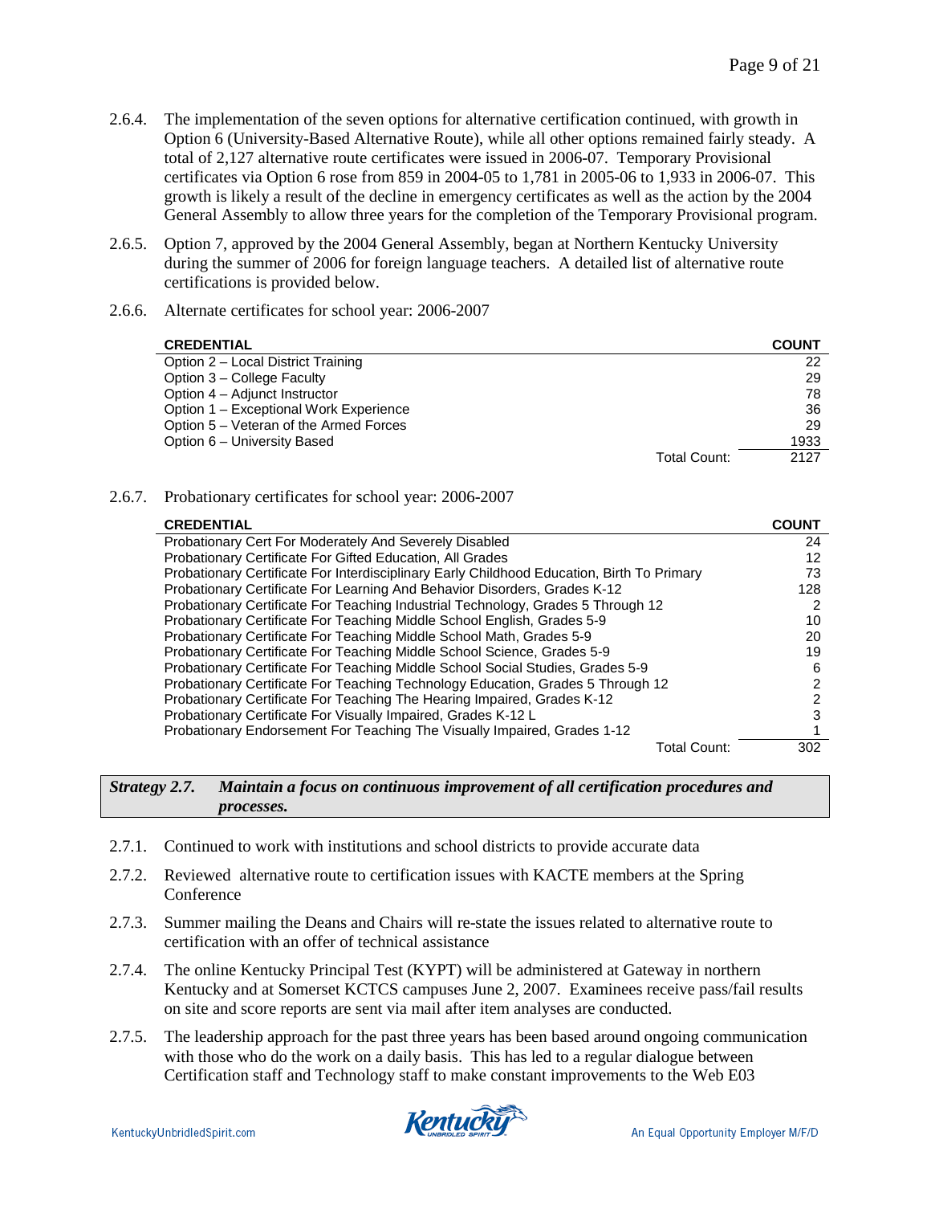2.6.4. The implementation of the seven options for alternative certification continued, with growth in Option 6 (University-Based Alternative Route), while all other options remained fairly steady. A total of 2,127 alternative route certificates were issued in 2006-07. Temporary Provisional certificates via Option 6 rose from 859 in 2004-05 to 1,781 in 2005-06 to 1,933 in 2006-07. This growth is likely a result of the decline in emergency certificates as well as the action by the 2004 General Assembly to allow three years for the completion of the Temporary Provisional program.

2.6.5. Option 7, approved by the 2004 General Assembly, began at Northern Kentucky University during the summer of 2006 for foreign language teachers. A detailed list of alternative route certifications is provided below.

2.6.6. Alternate certificates for school year: 2006-2007

| CREDENTIAL | COUNT |
|---|---|
| Option 2 – Local District Training | 22 |
| Option 3 – College Faculty | 29 |
| Option 4 – Adjunct Instructor | 78 |
| Option 1 – Exceptional Work Experience | 36 |
| Option 5 – Veteran of the Armed Forces | 29 |
| Option 6 – University Based | 1933 |
| Total Count: | 2127 |

2.6.7. Probationary certificates for school year: 2006-2007

| CREDENTIAL | COUNT |
|---|---|
| Probationary Cert For Moderately And Severely Disabled | 24 |
| Probationary Certificate For Gifted Education, All Grades | 12 |
| Probationary Certificate For Interdisciplinary Early Childhood Education, Birth To Primary | 73 |
| Probationary Certificate For Learning And Behavior Disorders, Grades K-12 | 128 |
| Probationary Certificate For Teaching Industrial Technology, Grades 5 Through 12 | 2 |
| Probationary Certificate For Teaching Middle School English, Grades 5-9 | 10 |
| Probationary Certificate For Teaching Middle School Math, Grades 5-9 | 20 |
| Probationary Certificate For Teaching Middle School Science, Grades 5-9 | 19 |
| Probationary Certificate For Teaching Middle School Social Studies, Grades 5-9 | 6 |
| Probationary Certificate For Teaching Technology Education, Grades 5 Through 12 | 2 |
| Probationary Certificate For Teaching The Hearing Impaired, Grades K-12 | 2 |
| Probationary Certificate For Visually Impaired, Grades K-12 L | 3 |
| Probationary Endorsement For Teaching The Visually Impaired, Grades 1-12 | 1 |
| Total Count: | 302 |

***Strategy 2.7. Maintain a focus on continuous improvement of all certification procedures and processes.***

2.7.1. Continued to work with institutions and school districts to provide accurate data

2.7.2. Reviewed alternative route to certification issues with KACTE members at the Spring Conference

2.7.3. Summer mailing the Deans and Chairs will re-state the issues related to alternative route to certification with an offer of technical assistance

2.7.4. The online Kentucky Principal Test (KYPT) will be administered at Gateway in northern Kentucky and at Somerset KCTCS campuses June 2, 2007. Examinees receive pass/fail results on site and score reports are sent via mail after item analyses are conducted.

2.7.5. The leadership approach for the past three years has been based around ongoing communication with those who do the work on a daily basis. This has led to a regular dialogue between Certification staff and Technology staff to make constant improvements to the Web E03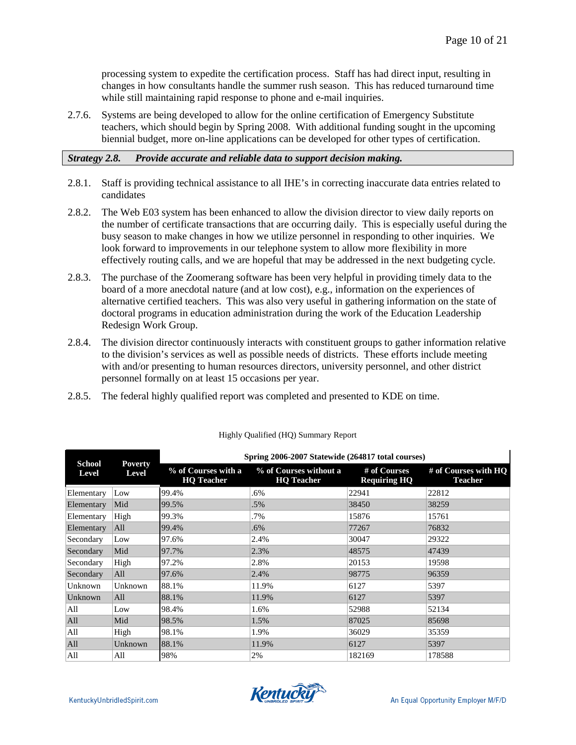processing system to expedite the certification process. Staff has had direct input, resulting in changes in how consultants handle the summer rush season. This has reduced turnaround time while still maintaining rapid response to phone and e-mail inquiries.

2.7.6. Systems are being developed to allow for the online certification of Emergency Substitute teachers, which should begin by Spring 2008. With additional funding sought in the upcoming biennial budget, more on-line applications can be developed for other types of certification.

**_Strategy 2.8. Provide accurate and reliable data to support decision making._**

2.8.1. Staff is providing technical assistance to all IHE's in correcting inaccurate data entries related to candidates

2.8.2. The Web E03 system has been enhanced to allow the division director to view daily reports on the number of certificate transactions that are occurring daily. This is especially useful during the busy season to make changes in how we utilize personnel in responding to other inquiries. We look forward to improvements in our telephone system to allow more flexibility in more effectively routing calls, and we are hopeful that may be addressed in the next budgeting cycle.

2.8.3. The purchase of the Zoomerang software has been very helpful in providing timely data to the board of a more anecdotal nature (and at low cost), e.g., information on the experiences of alternative certified teachers. This was also very useful in gathering information on the state of doctoral programs in education administration during the work of the Education Leadership Redesign Work Group.

2.8.4. The division director continuously interacts with constituent groups to gather information relative to the division's services as well as possible needs of districts. These efforts include meeting with and/or presenting to human resources directors, university personnel, and other district personnel formally on at least 15 occasions per year.

2.8.5. The federal highly qualified report was completed and presented to KDE on time.

Highly Qualified (HQ) Summary Report

| School Level | Poverty Level | Spring 2006-2007 Statewide (264817 total courses) | | | |
|---|---|---|---|---|---|
| | | % of Courses with a HQ Teacher | % of Courses without a HQ Teacher | # of Courses Requiring HQ | # of Courses with HQ Teacher |
| Elementary | Low | 99.4% | .6% | 22941 | 22812 |
| Elementary | Mid | 99.5% | .5% | 38450 | 38259 |
| Elementary | High | 99.3% | .7% | 15876 | 15761 |
| Elementary | All | 99.4% | .6% | 77267 | 76832 |
| Secondary | Low | 97.6% | 2.4% | 30047 | 29322 |
| Secondary | Mid | 97.7% | 2.3% | 48575 | 47439 |
| Secondary | High | 97.2% | 2.8% | 20153 | 19598 |
| Secondary | All | 97.6% | 2.4% | 98775 | 96359 |
| Unknown | Unknown | 88.1% | 11.9% | 6127 | 5397 |
| Unknown | All | 88.1% | 11.9% | 6127 | 5397 |
| All | Low | 98.4% | 1.6% | 52988 | 52134 |
| All | Mid | 98.5% | 1.5% | 87025 | 85698 |
| All | High | 98.1% | 1.9% | 36029 | 35359 |
| All | Unknown | 88.1% | 11.9% | 6127 | 5397 |
| All | All | 98% | 2% | 182169 | 178588 |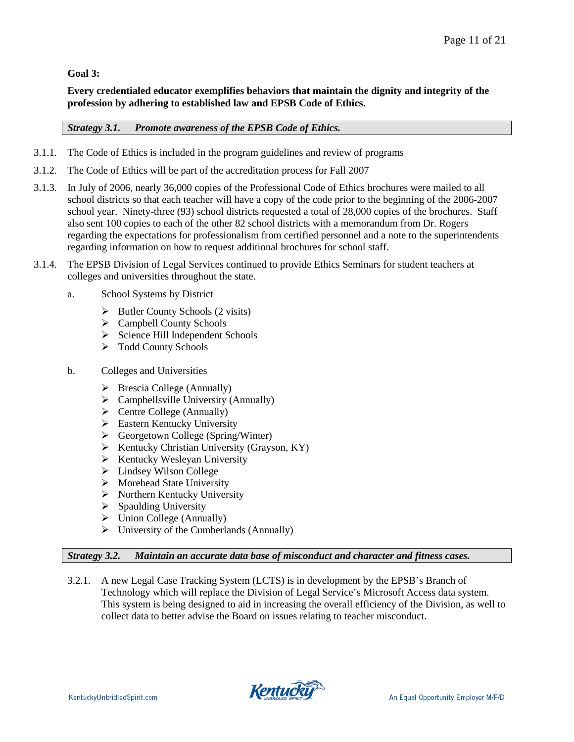**Goal 3:**

**Every credentialed educator exemplifies behaviors that maintain the dignity and integrity of the profession by adhering to established law and EPSB Code of Ethics.**

***Strategy 3.1. Promote awareness of the EPSB Code of Ethics.***

3.1.1. The Code of Ethics is included in the program guidelines and review of programs

3.1.2. The Code of Ethics will be part of the accreditation process for Fall 2007

3.1.3. In July of 2006, nearly 36,000 copies of the Professional Code of Ethics brochures were mailed to all school districts so that each teacher will have a copy of the code prior to the beginning of the 2006-2007 school year. Ninety-three (93) school districts requested a total of 28,000 copies of the brochures. Staff also sent 100 copies to each of the other 82 school districts with a memorandum from Dr. Rogers regarding the expectations for professionalism from certified personnel and a note to the superintendents regarding information on how to request additional brochures for school staff.

3.1.4. The EPSB Division of Legal Services continued to provide Ethics Seminars for student teachers at colleges and universities throughout the state.

a. School Systems by District

- Butler County Schools (2 visits)
- Campbell County Schools
- Science Hill Independent Schools
- Todd County Schools

b. Colleges and Universities

- Brescia College (Annually)
- Campbellsville University (Annually)
- Centre College (Annually)
- Eastern Kentucky University
- Georgetown College (Spring/Winter)
- Kentucky Christian University (Grayson, KY)
- Kentucky Wesleyan University
- Lindsey Wilson College
- Morehead State University
- Northern Kentucky University
- Spaulding University
- Union College (Annually)
- University of the Cumberlands (Annually)

***Strategy 3.2. Maintain an accurate data base of misconduct and character and fitness cases.***

3.2.1. A new Legal Case Tracking System (LCTS) is in development by the EPSB's Branch of Technology which will replace the Division of Legal Service's Microsoft Access data system. This system is being designed to aid in increasing the overall efficiency of the Division, as well to collect data to better advise the Board on issues relating to teacher misconduct.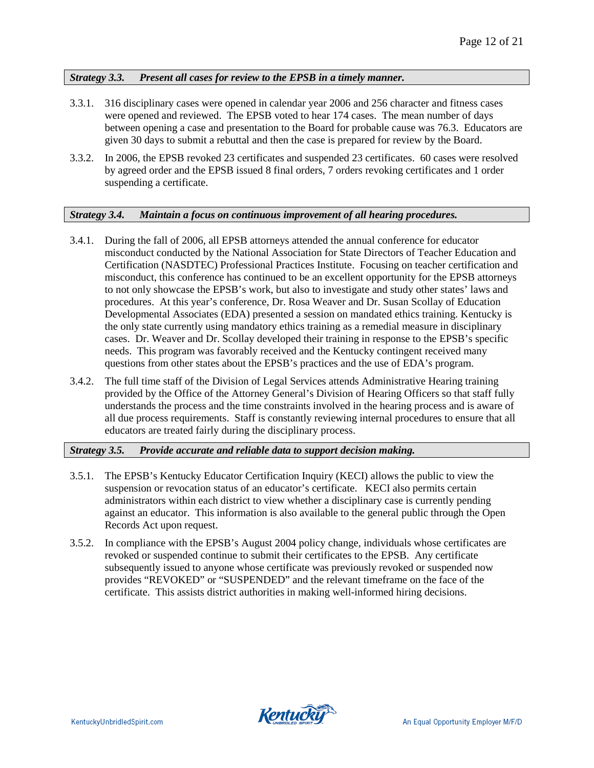### *Strategy 3.3. Present all cases for review to the EPSB in a timely manner.*

3.3.1. 316 disciplinary cases were opened in calendar year 2006 and 256 character and fitness cases were opened and reviewed. The EPSB voted to hear 174 cases. The mean number of days between opening a case and presentation to the Board for probable cause was 76.3. Educators are given 30 days to submit a rebuttal and then the case is prepared for review by the Board.

3.3.2. In 2006, the EPSB revoked 23 certificates and suspended 23 certificates. 60 cases were resolved by agreed order and the EPSB issued 8 final orders, 7 orders revoking certificates and 1 order suspending a certificate.

### *Strategy 3.4. Maintain a focus on continuous improvement of all hearing procedures.*

3.4.1. During the fall of 2006, all EPSB attorneys attended the annual conference for educator misconduct conducted by the National Association for State Directors of Teacher Education and Certification (NASDTEC) Professional Practices Institute. Focusing on teacher certification and misconduct, this conference has continued to be an excellent opportunity for the EPSB attorneys to not only showcase the EPSB's work, but also to investigate and study other states' laws and procedures. At this year's conference, Dr. Rosa Weaver and Dr. Susan Scollay of Education Developmental Associates (EDA) presented a session on mandated ethics training. Kentucky is the only state currently using mandatory ethics training as a remedial measure in disciplinary cases. Dr. Weaver and Dr. Scollay developed their training in response to the EPSB's specific needs. This program was favorably received and the Kentucky contingent received many questions from other states about the EPSB's practices and the use of EDA's program.

3.4.2. The full time staff of the Division of Legal Services attends Administrative Hearing training provided by the Office of the Attorney General's Division of Hearing Officers so that staff fully understands the process and the time constraints involved in the hearing process and is aware of all due process requirements. Staff is constantly reviewing internal procedures to ensure that all educators are treated fairly during the disciplinary process.

### *Strategy 3.5. Provide accurate and reliable data to support decision making.*

3.5.1. The EPSB's Kentucky Educator Certification Inquiry (KECI) allows the public to view the suspension or revocation status of an educator's certificate. KECI also permits certain administrators within each district to view whether a disciplinary case is currently pending against an educator. This information is also available to the general public through the Open Records Act upon request.

3.5.2. In compliance with the EPSB's August 2004 policy change, individuals whose certificates are revoked or suspended continue to submit their certificates to the EPSB. Any certificate subsequently issued to anyone whose certificate was previously revoked or suspended now provides "REVOKED" or "SUSPENDED" and the relevant timeframe on the face of the certificate. This assists district authorities in making well-informed hiring decisions.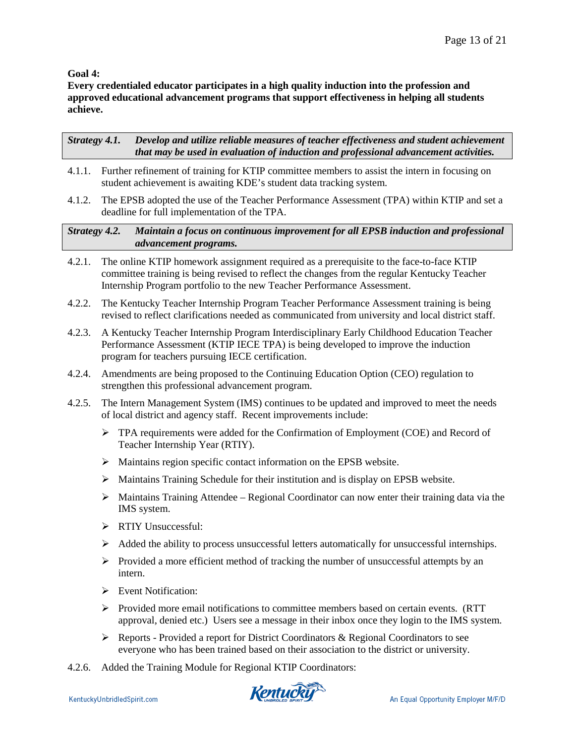**Goal 4:**
**Every credentialed educator participates in a high quality induction into the profession and approved educational advancement programs that support effectiveness in helping all students achieve.**

***Strategy 4.1. Develop and utilize reliable measures of teacher effectiveness and student achievement that may be used in evaluation of induction and professional advancement activities.***

4.1.1. Further refinement of training for KTIP committee members to assist the intern in focusing on student achievement is awaiting KDE's student data tracking system.

4.1.2. The EPSB adopted the use of the Teacher Performance Assessment (TPA) within KTIP and set a deadline for full implementation of the TPA.

***Strategy 4.2. Maintain a focus on continuous improvement for all EPSB induction and professional advancement programs.***

4.2.1. The online KTIP homework assignment required as a prerequisite to the face-to-face KTIP committee training is being revised to reflect the changes from the regular Kentucky Teacher Internship Program portfolio to the new Teacher Performance Assessment.

4.2.2. The Kentucky Teacher Internship Program Teacher Performance Assessment training is being revised to reflect clarifications needed as communicated from university and local district staff.

4.2.3. A Kentucky Teacher Internship Program Interdisciplinary Early Childhood Education Teacher Performance Assessment (KTIP IECE TPA) is being developed to improve the induction program for teachers pursuing IECE certification.

4.2.4. Amendments are being proposed to the Continuing Education Option (CEO) regulation to strengthen this professional advancement program.

4.2.5. The Intern Management System (IMS) continues to be updated and improved to meet the needs of local district and agency staff. Recent improvements include:

- TPA requirements were added for the Confirmation of Employment (COE) and Record of Teacher Internship Year (RTIY).
- Maintains region specific contact information on the EPSB website.
- Maintains Training Schedule for their institution and is display on EPSB website.
- Maintains Training Attendee – Regional Coordinator can now enter their training data via the IMS system.
- RTIY Unsuccessful:
- Added the ability to process unsuccessful letters automatically for unsuccessful internships.
- Provided a more efficient method of tracking the number of unsuccessful attempts by an intern.
- Event Notification:
- Provided more email notifications to committee members based on certain events. (RTT approval, denied etc.) Users see a message in their inbox once they login to the IMS system.
- Reports - Provided a report for District Coordinators & Regional Coordinators to see everyone who has been trained based on their association to the district or university.

4.2.6. Added the Training Module for Regional KTIP Coordinators: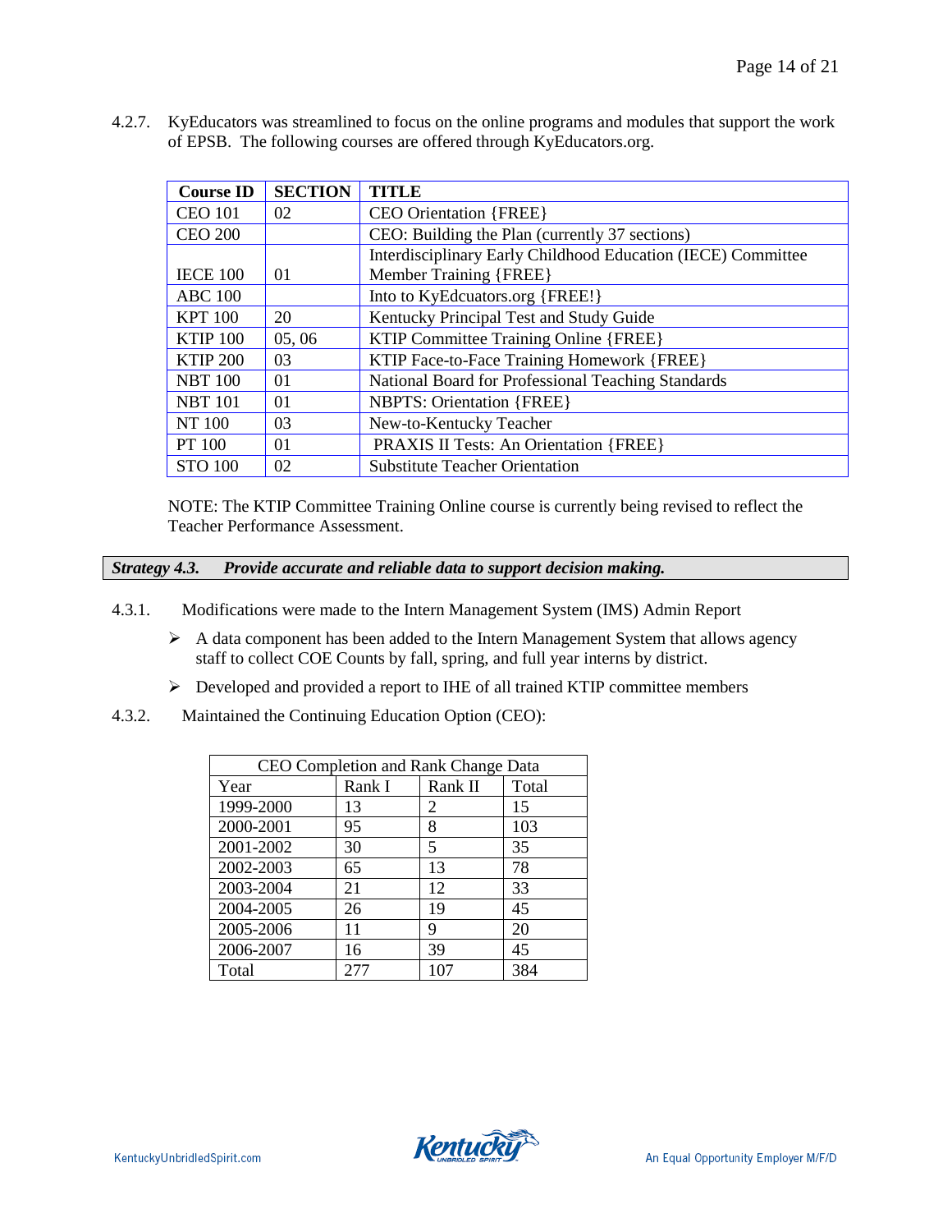4.2.7. KyEducators was streamlined to focus on the online programs and modules that support the work of EPSB. The following courses are offered through KyEducators.org.

| Course ID | SECTION | TITLE |
|---|---|---|
| CEO 101 | 02 | CEO Orientation {FREE} |
| CEO 200 | | CEO: Building the Plan (currently 37 sections) |
| IECE 100 | 01 | Interdisciplinary Early Childhood Education (IECE) Committee Member Training {FREE} |
| ABC 100 | | Into to KyEdcuators.org {FREE!} |
| KPT 100 | 20 | Kentucky Principal Test and Study Guide |
| KTIP 100 | 05, 06 | KTIP Committee Training Online {FREE} |
| KTIP 200 | 03 | KTIP Face-to-Face Training Homework {FREE} |
| NBT 100 | 01 | National Board for Professional Teaching Standards |
| NBT 101 | 01 | NBPTS: Orientation {FREE} |
| NT 100 | 03 | New-to-Kentucky Teacher |
| PT 100 | 01 | PRAXIS II Tests: An Orientation {FREE} |
| STO 100 | 02 | Substitute Teacher Orientation |

NOTE: The KTIP Committee Training Online course is currently being revised to reflect the Teacher Performance Assessment.

***Strategy 4.3. Provide accurate and reliable data to support decision making.***

4.3.1. Modifications were made to the Intern Management System (IMS) Admin Report

- A data component has been added to the Intern Management System that allows agency staff to collect COE Counts by fall, spring, and full year interns by district.
- Developed and provided a report to IHE of all trained KTIP committee members

4.3.2. Maintained the Continuing Education Option (CEO):

| CEO Completion and Rank Change Data | | | |
|---|---|---|---|
| Year | Rank I | Rank II | Total |
| 1999-2000 | 13 | 2 | 15 |
| 2000-2001 | 95 | 8 | 103 |
| 2001-2002 | 30 | 5 | 35 |
| 2002-2003 | 65 | 13 | 78 |
| 2003-2004 | 21 | 12 | 33 |
| 2004-2005 | 26 | 19 | 45 |
| 2005-2006 | 11 | 9 | 20 |
| 2006-2007 | 16 | 39 | 45 |
| Total | 277 | 107 | 384 |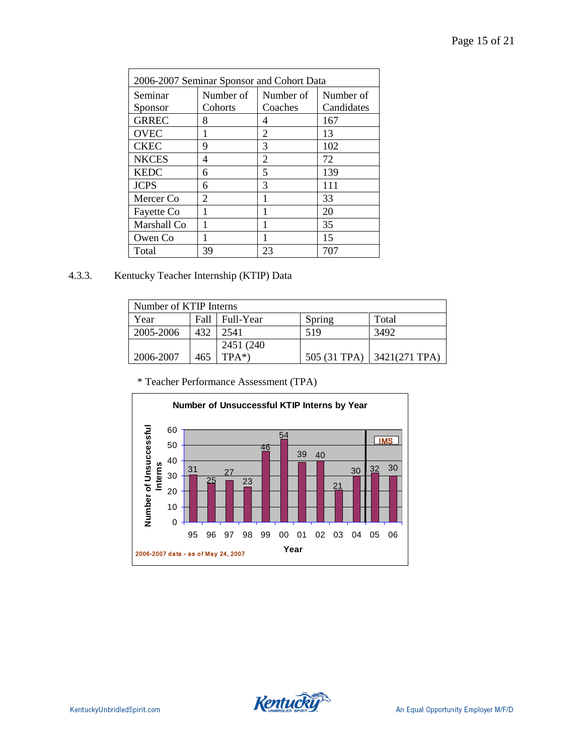| 2006-2007 Seminar Sponsor and Cohort Data | | | |
|---|---|---|---|
| Seminar Sponsor | Number of Cohorts | Number of Coaches | Number of Candidates |
| GRREC | 8 | 4 | 167 |
| OVEC | 1 | 2 | 13 |
| CKEC | 9 | 3 | 102 |
| NKCES | 4 | 2 | 72 |
| KEDC | 6 | 5 | 139 |
| JCPS | 6 | 3 | 111 |
| Mercer Co | 2 | 1 | 33 |
| Fayette Co | 1 | 1 | 20 |
| Marshall Co | 1 | 1 | 35 |
| Owen Co | 1 | 1 | 15 |
| Total | 39 | 23 | 707 |

4.3.3. Kentucky Teacher Internship (KTIP) Data

| Number of KTIP Interns | | | | |
|---|---|---|---|---|
| Year | Fall | Full-Year | Spring | Total |
| 2005-2006 | 432 | 2541 | 519 | 3492 |
| 2006-2007 | 465 | 2451 (240 TPA*) | 505 (31 TPA) | 3421(271 TPA) |

\* Teacher Performance Assessment (TPA)

**Number of Unsuccessful KTIP Interns by Year**

| Year | 95 | 96 | 97 | 98 | 99 | 00 | 01 | 02 | 03 | 04 | 05 | 06 |
|---|---|---|---|---|---|---|---|---|---|---|---|---|
| Number of Unsuccessful Interns | 31 | 25 | 27 | 23 | 46 | 54 | 39 | 40 | 21 | 30 | 32 | 30 |

IMS

2006-2007 data - as of May 24, 2007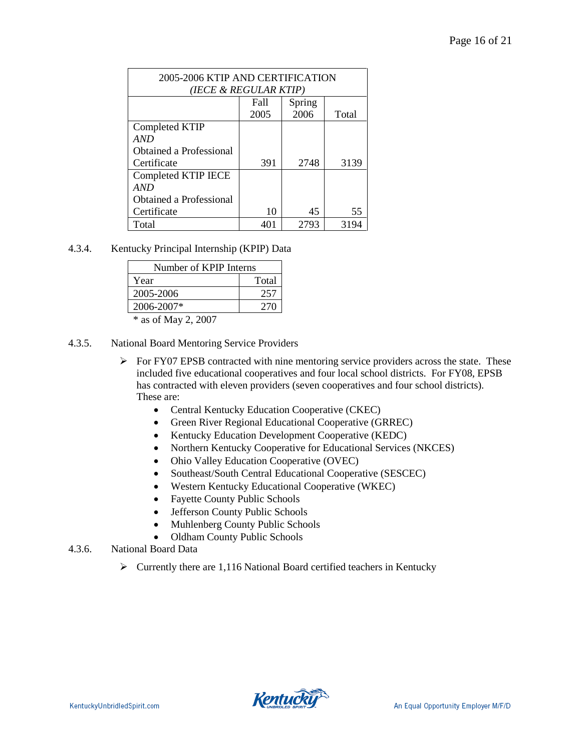| 2005-2006 KTIP AND CERTIFICATION *(IECE & REGULAR KTIP)* | | | |
|---|---|---|---|
| | Fall 2005 | Spring 2006 | Total |
| Completed KTIP *AND* Obtained a Professional Certificate | 391 | 2748 | 3139 |
| Completed KTIP IECE *AND* Obtained a Professional Certificate | 10 | 45 | 55 |
| Total | 401 | 2793 | 3194 |

4.3.4. Kentucky Principal Internship (KPIP) Data

| Number of KPIP Interns | |
|---|---|
| Year | Total |
| 2005-2006 | 257 |
| 2006-2007* | 270 |

\* as of May 2, 2007

4.3.5. National Board Mentoring Service Providers

- For FY07 EPSB contracted with nine mentoring service providers across the state. These included five educational cooperatives and four local school districts. For FY08, EPSB has contracted with eleven providers (seven cooperatives and four school districts). These are:
    - Central Kentucky Education Cooperative (CKEC)
    - Green River Regional Educational Cooperative (GRREC)
    - Kentucky Education Development Cooperative (KEDC)
    - Northern Kentucky Cooperative for Educational Services (NKCES)
    - Ohio Valley Education Cooperative (OVEC)
    - Southeast/South Central Educational Cooperative (SESCEC)
    - Western Kentucky Educational Cooperative (WKEC)
    - Fayette County Public Schools
    - Jefferson County Public Schools
    - Muhlenberg County Public Schools
    - Oldham County Public Schools

4.3.6. National Board Data

- Currently there are 1,116 National Board certified teachers in Kentucky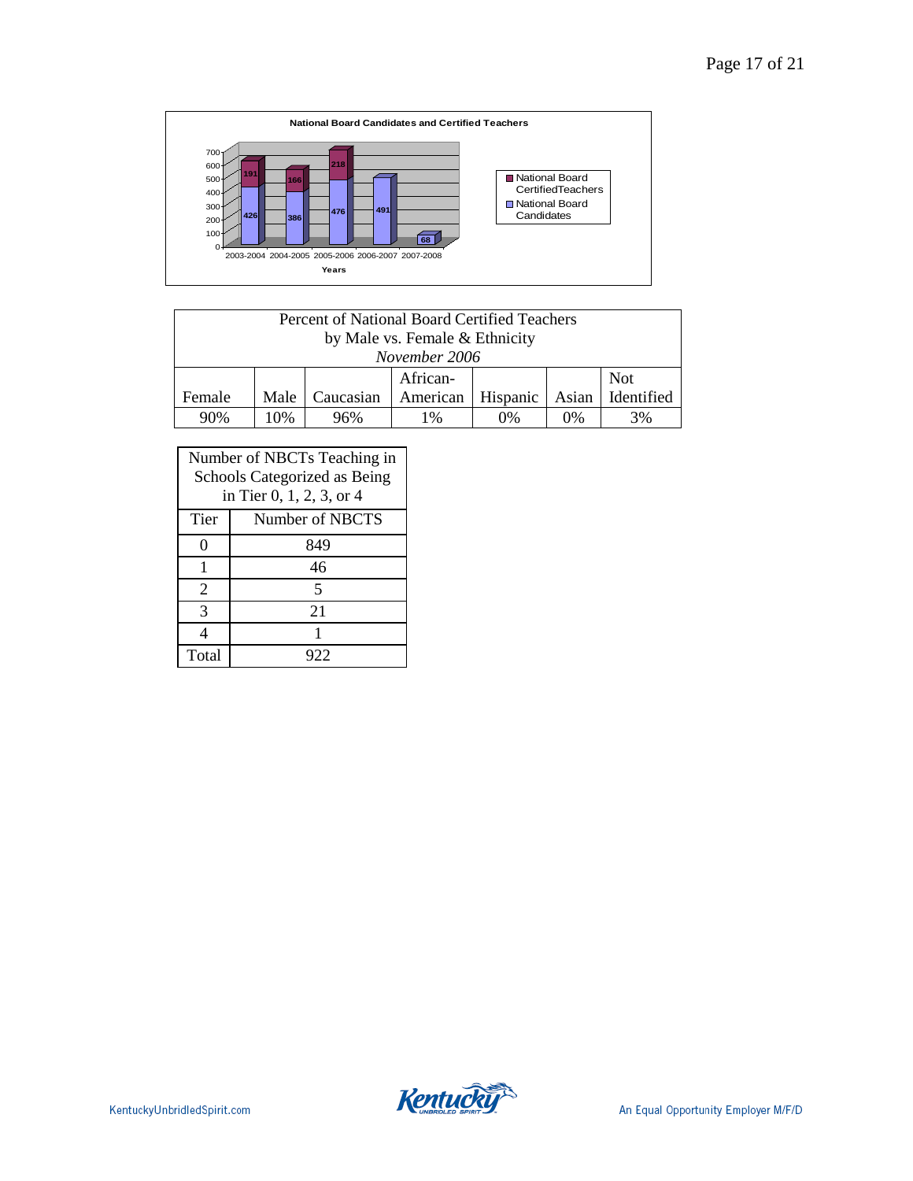**National Board Candidates and Certified Teachers**

| Years | National Board Candidates | National Board Certified Teachers |
|---|---|---|
| 2003-2004 | 426 | 191 |
| 2004-2005 | 386 | 166 |
| 2005-2006 | 476 | 218 |
| 2006-2007 | 491 | |
| 2007-2008 | 68 | |

| Percent of National Board Certified Teachers by Male vs. Female & Ethnicity *November 2006* | | | | | | |
|---|---|---|---|---|---|---|
| Female | Male | Caucasian | African-American | Hispanic | Asian | Not Identified |
| 90% | 10% | 96% | 1% | 0% | 0% | 3% |

| Number of NBCTs Teaching in Schools Categorized as Being in Tier 0, 1, 2, 3, or 4 | |
|---|---|
| Tier | Number of NBCTS |
| 0 | 849 |
| 1 | 46 |
| 2 | 5 |
| 3 | 21 |
| 4 | 1 |
| Total | 922 |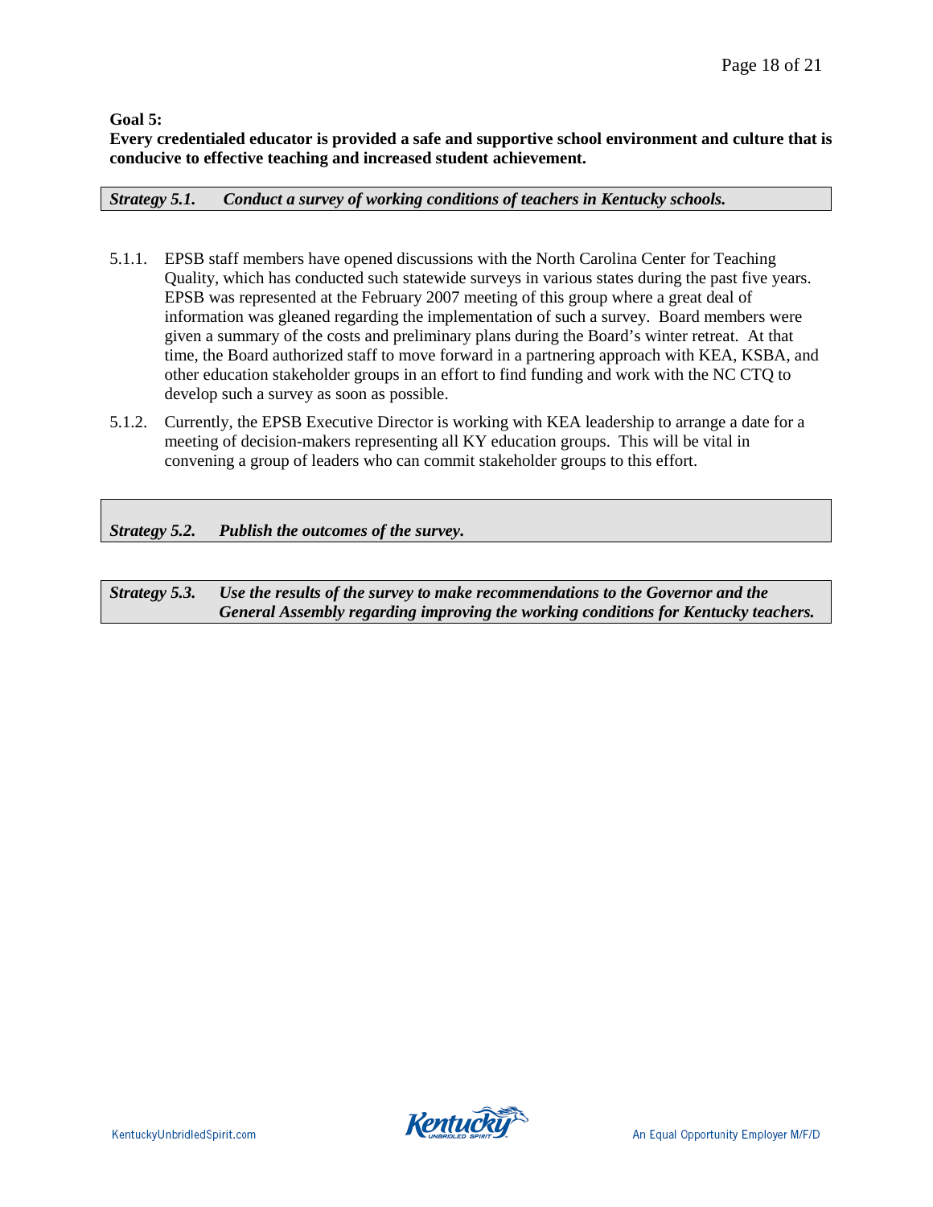**Goal 5:**
**Every credentialed educator is provided a safe and supportive school environment and culture that is conducive to effective teaching and increased student achievement.**

***Strategy 5.1. Conduct a survey of working conditions of teachers in Kentucky schools.***

5.1.1. EPSB staff members have opened discussions with the North Carolina Center for Teaching Quality, which has conducted such statewide surveys in various states during the past five years. EPSB was represented at the February 2007 meeting of this group where a great deal of information was gleaned regarding the implementation of such a survey. Board members were given a summary of the costs and preliminary plans during the Board's winter retreat. At that time, the Board authorized staff to move forward in a partnering approach with KEA, KSBA, and other education stakeholder groups in an effort to find funding and work with the NC CTQ to develop such a survey as soon as possible.

5.1.2. Currently, the EPSB Executive Director is working with KEA leadership to arrange a date for a meeting of decision-makers representing all KY education groups. This will be vital in convening a group of leaders who can commit stakeholder groups to this effort.

***Strategy 5.2. Publish the outcomes of the survey.***

***Strategy 5.3. Use the results of the survey to make recommendations to the Governor and the General Assembly regarding improving the working conditions for Kentucky teachers.***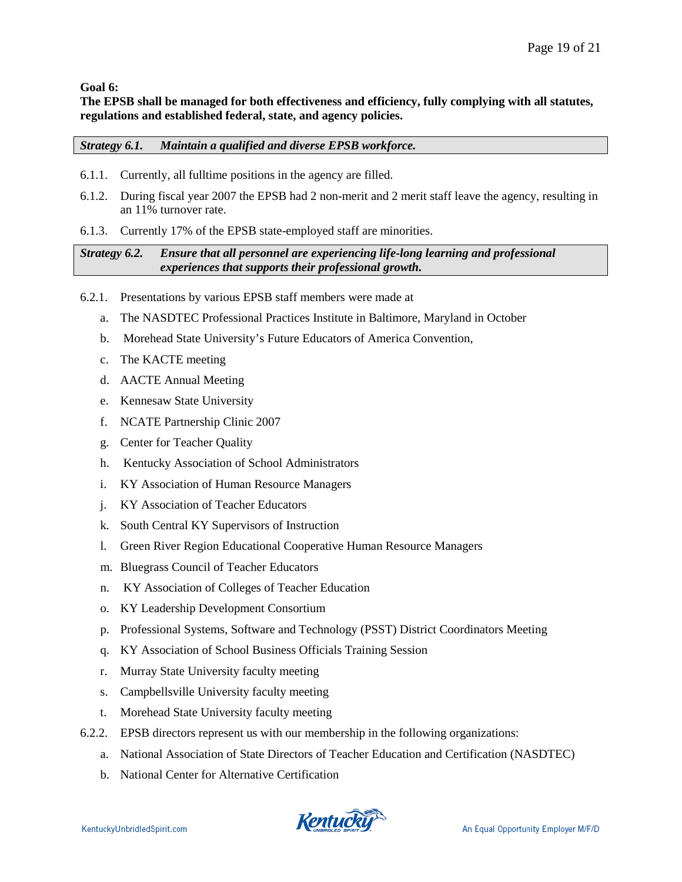**Goal 6:**
**The EPSB shall be managed for both effectiveness and efficiency, fully complying with all statutes, regulations and established federal, state, and agency policies.**

***Strategy 6.1. Maintain a qualified and diverse EPSB workforce.***

6.1.1. Currently, all fulltime positions in the agency are filled.

6.1.2. During fiscal year 2007 the EPSB had 2 non-merit and 2 merit staff leave the agency, resulting in an 11% turnover rate.

6.1.3. Currently 17% of the EPSB state-employed staff are minorities.

***Strategy 6.2. Ensure that all personnel are experiencing life-long learning and professional experiences that supports their professional growth.***

6.2.1. Presentations by various EPSB staff members were made at

a. The NASDTEC Professional Practices Institute in Baltimore, Maryland in October
b. Morehead State University's Future Educators of America Convention,
c. The KACTE meeting
d. AACTE Annual Meeting
e. Kennesaw State University
f. NCATE Partnership Clinic 2007
g. Center for Teacher Quality
h. Kentucky Association of School Administrators
i. KY Association of Human Resource Managers
j. KY Association of Teacher Educators
k. South Central KY Supervisors of Instruction
l. Green River Region Educational Cooperative Human Resource Managers
m. Bluegrass Council of Teacher Educators
n. KY Association of Colleges of Teacher Education
o. KY Leadership Development Consortium
p. Professional Systems, Software and Technology (PSST) District Coordinators Meeting
q. KY Association of School Business Officials Training Session
r. Murray State University faculty meeting
s. Campbellsville University faculty meeting
t. Morehead State University faculty meeting

6.2.2. EPSB directors represent us with our membership in the following organizations:

a. National Association of State Directors of Teacher Education and Certification (NASDTEC)
b. National Center for Alternative Certification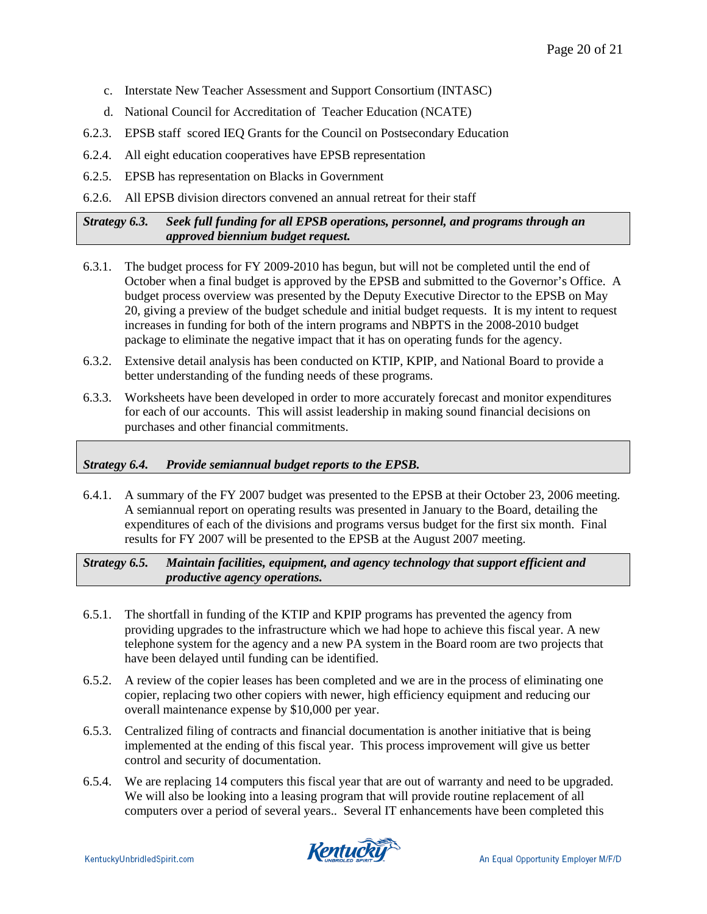c. Interstate New Teacher Assessment and Support Consortium (INTASC)

d. National Council for Accreditation of Teacher Education (NCATE)

6.2.3. EPSB staff scored IEQ Grants for the Council on Postsecondary Education

6.2.4. All eight education cooperatives have EPSB representation

6.2.5. EPSB has representation on Blacks in Government

6.2.6. All EPSB division directors convened an annual retreat for their staff

***Strategy 6.3. Seek full funding for all EPSB operations, personnel, and programs through an approved biennium budget request.***

6.3.1. The budget process for FY 2009-2010 has begun, but will not be completed until the end of October when a final budget is approved by the EPSB and submitted to the Governor's Office. A budget process overview was presented by the Deputy Executive Director to the EPSB on May 20, giving a preview of the budget schedule and initial budget requests. It is my intent to request increases in funding for both of the intern programs and NBPTS in the 2008-2010 budget package to eliminate the negative impact that it has on operating funds for the agency.

6.3.2. Extensive detail analysis has been conducted on KTIP, KPIP, and National Board to provide a better understanding of the funding needs of these programs.

6.3.3. Worksheets have been developed in order to more accurately forecast and monitor expenditures for each of our accounts. This will assist leadership in making sound financial decisions on purchases and other financial commitments.

***Strategy 6.4. Provide semiannual budget reports to the EPSB.***

6.4.1. A summary of the FY 2007 budget was presented to the EPSB at their October 23, 2006 meeting. A semiannual report on operating results was presented in January to the Board, detailing the expenditures of each of the divisions and programs versus budget for the first six month. Final results for FY 2007 will be presented to the EPSB at the August 2007 meeting.

***Strategy 6.5. Maintain facilities, equipment, and agency technology that support efficient and productive agency operations.***

6.5.1. The shortfall in funding of the KTIP and KPIP programs has prevented the agency from providing upgrades to the infrastructure which we had hope to achieve this fiscal year. A new telephone system for the agency and a new PA system in the Board room are two projects that have been delayed until funding can be identified.

6.5.2. A review of the copier leases has been completed and we are in the process of eliminating one copier, replacing two other copiers with newer, high efficiency equipment and reducing our overall maintenance expense by $10,000 per year.

6.5.3. Centralized filing of contracts and financial documentation is another initiative that is being implemented at the ending of this fiscal year. This process improvement will give us better control and security of documentation.

6.5.4. We are replacing 14 computers this fiscal year that are out of warranty and need to be upgraded. We will also be looking into a leasing program that will provide routine replacement of all computers over a period of several years.. Several IT enhancements have been completed this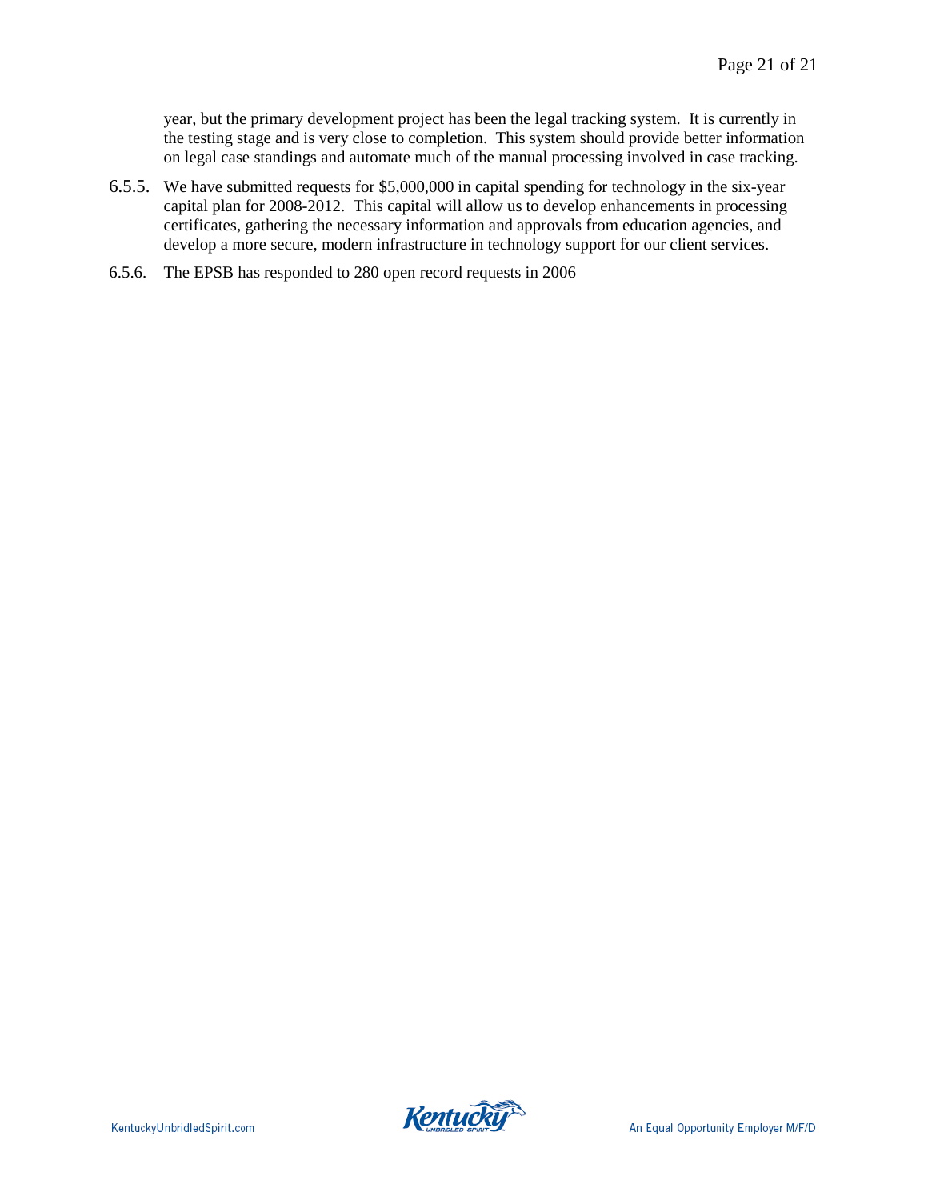year, but the primary development project has been the legal tracking system. It is currently in the testing stage and is very close to completion. This system should provide better information on legal case standings and automate much of the manual processing involved in case tracking.

6.5.5. We have submitted requests for $5,000,000 in capital spending for technology in the six-year capital plan for 2008-2012. This capital will allow us to develop enhancements in processing certificates, gathering the necessary information and approvals from education agencies, and develop a more secure, modern infrastructure in technology support for our client services.

6.5.6. The EPSB has responded to 280 open record requests in 2006